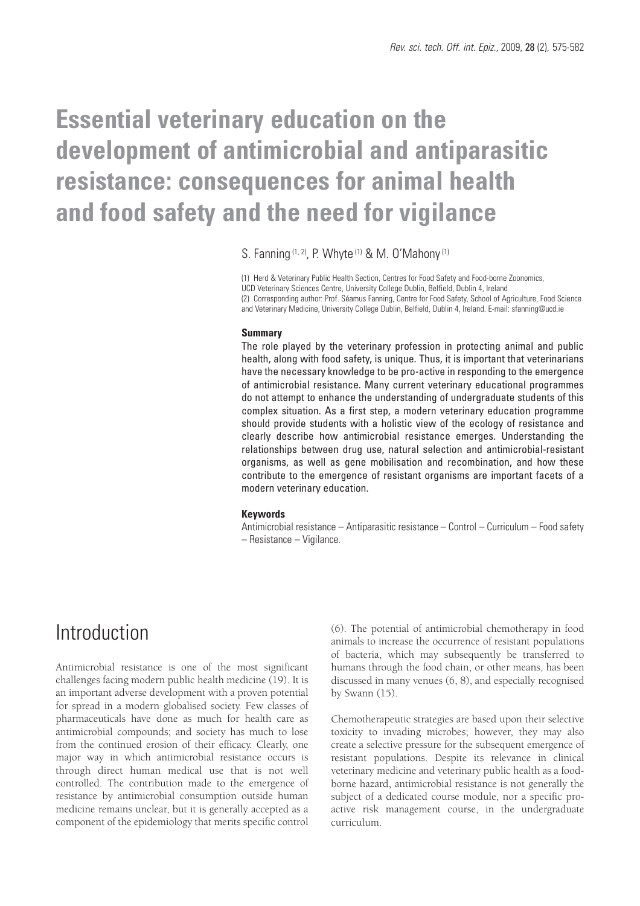# Essential veterinary education on the development of antimicrobial and antiparasitic resistance: consequences for animal health and food safety and the need for vigilance

S. Fanning [1, 2], P. Whyte [1] & M. O'Mahony [1]

(1) Herd & Veterinary Public Health Section, Centres for Food Safety and Food-borne Zoonomics, UCD Veterinary Sciences Centre, University College Dublin, Belfield, Dublin 4, Ireland

(2) Corresponding author: Prof. Séamus Fanning, Centre for Food Safety, School of Agriculture, Food Science and Veterinary Medicine, University College Dublin, Belfield, Dublin 4, Ireland. E-mail: sfanning@ucd.ie

### Summary

The role played by the veterinary profession in protecting animal and public health, along with food safety, is unique. Thus, it is important that veterinarians have the necessary knowledge to be pro-active in responding to the emergence of antimicrobial resistance. Many current veterinary educational programmes do not attempt to enhance the understanding of undergraduate students of this complex situation. As a first step, a modern veterinary education programme should provide students with a holistic view of the ecology of resistance and clearly describe how antimicrobial resistance emerges. Understanding the relationships between drug use, natural selection and antimicrobial-resistant organisms, as well as gene mobilisation and recombination, and how these contribute to the emergence of resistant organisms are important facets of a modern veterinary education.

### Keywords

Antimicrobial resistance – Antiparasitic resistance – Control – Curriculum – Food safety – Resistance – Vigilance.

## Introduction

Antimicrobial resistance is one of the most significant challenges facing modern public health medicine (19). It is an important adverse development with a proven potential for spread in a modern globalised society. Few classes of pharmaceuticals have done as much for health care as antimicrobial compounds; and society has much to lose from the continued erosion of their efficacy. Clearly, one major way in which antimicrobial resistance occurs is through direct human medical use that is not well controlled. The contribution made to the emergence of resistance by antimicrobial consumption outside human medicine remains unclear, but it is generally accepted as a component of the epidemiology that merits specific control (6). The potential of antimicrobial chemotherapy in food animals to increase the occurrence of resistant populations of bacteria, which may subsequently be transferred to humans through the food chain, or other means, has been discussed in many venues (6, 8), and especially recognised by Swann (15).

Chemotherapeutic strategies are based upon their selective toxicity to invading microbes; however, they may also create a selective pressure for the subsequent emergence of resistant populations. Despite its relevance in clinical veterinary medicine and veterinary public health as a food-borne hazard, antimicrobial resistance is not generally the subject of a dedicated course module, nor a specific pro-active risk management course, in the undergraduate curriculum.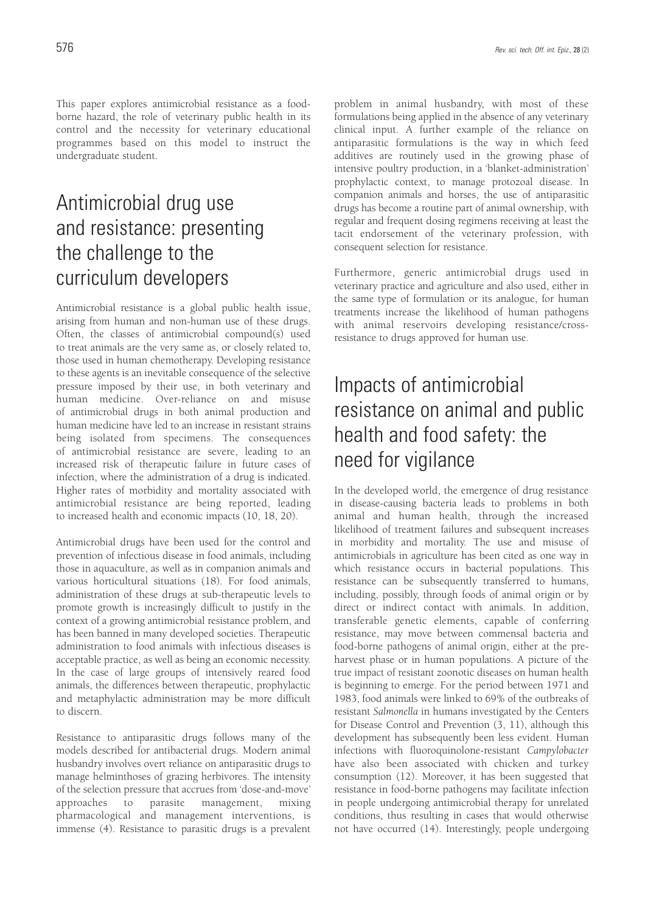This paper explores antimicrobial resistance as a food-borne hazard, the role of veterinary public health in its control and the necessity for veterinary educational programmes based on this model to instruct the undergraduate student.

# Antimicrobial drug use and resistance: presenting the challenge to the curriculum developers

Antimicrobial resistance is a global public health issue, arising from human and non-human use of these drugs. Often, the classes of antimicrobial compound(s) used to treat animals are the very same as, or closely related to, those used in human chemotherapy. Developing resistance to these agents is an inevitable consequence of the selective pressure imposed by their use, in both veterinary and human medicine. Over-reliance on and misuse of antimicrobial drugs in both animal production and human medicine have led to an increase in resistant strains being isolated from specimens. The consequences of antimicrobial resistance are severe, leading to an increased risk of therapeutic failure in future cases of infection, where the administration of a drug is indicated. Higher rates of morbidity and mortality associated with antimicrobial resistance are being reported, leading to increased health and economic impacts (10, 18, 20).

Antimicrobial drugs have been used for the control and prevention of infectious disease in food animals, including those in aquaculture, as well as in companion animals and various horticultural situations (18). For food animals, administration of these drugs at sub-therapeutic levels to promote growth is increasingly difficult to justify in the context of a growing antimicrobial resistance problem, and has been banned in many developed societies. Therapeutic administration to food animals with infectious diseases is acceptable practice, as well as being an economic necessity. In the case of large groups of intensively reared food animals, the differences between therapeutic, prophylactic and metaphylactic administration may be more difficult to discern.

Resistance to antiparasitic drugs follows many of the models described for antibacterial drugs. Modern animal husbandry involves overt reliance on antiparasitic drugs to manage helminthoses of grazing herbivores. The intensity of the selection pressure that accrues from 'dose-and-move' approaches to parasite management, mixing pharmacological and management interventions, is immense (4). Resistance to parasitic drugs is a prevalent problem in animal husbandry, with most of these formulations being applied in the absence of any veterinary clinical input. A further example of the reliance on antiparasitic formulations is the way in which feed additives are routinely used in the growing phase of intensive poultry production, in a 'blanket-administration' prophylactic context, to manage protozoal disease. In companion animals and horses, the use of antiparasitic drugs has become a routine part of animal ownership, with regular and frequent dosing regimens receiving at least the tacit endorsement of the veterinary profession, with consequent selection for resistance.

Furthermore, generic antimicrobial drugs used in veterinary practice and agriculture and also used, either in the same type of formulation or its analogue, for human treatments increase the likelihood of human pathogens with animal reservoirs developing resistance/cross-resistance to drugs approved for human use.

# Impacts of antimicrobial resistance on animal and public health and food safety: the need for vigilance

In the developed world, the emergence of drug resistance in disease-causing bacteria leads to problems in both animal and human health, through the increased likelihood of treatment failures and subsequent increases in morbidity and mortality. The use and misuse of antimicrobials in agriculture has been cited as one way in which resistance occurs in bacterial populations. This resistance can be subsequently transferred to humans, including, possibly, through foods of animal origin or by direct or indirect contact with animals. In addition, transferable genetic elements, capable of conferring resistance, may move between commensal bacteria and food-borne pathogens of animal origin, either at the pre-harvest phase or in human populations. A picture of the true impact of resistant zoonotic diseases on human health is beginning to emerge. For the period between 1971 and 1983, food animals were linked to 69% of the outbreaks of resistant *Salmonella* in humans investigated by the Centers for Disease Control and Prevention (3, 11), although this development has subsequently been less evident. Human infections with fluoroquinolone-resistant *Campylobacter* have also been associated with chicken and turkey consumption (12). Moreover, it has been suggested that resistance in food-borne pathogens may facilitate infection in people undergoing antimicrobial therapy for unrelated conditions, thus resulting in cases that would otherwise not have occurred (14). Interestingly, people undergoing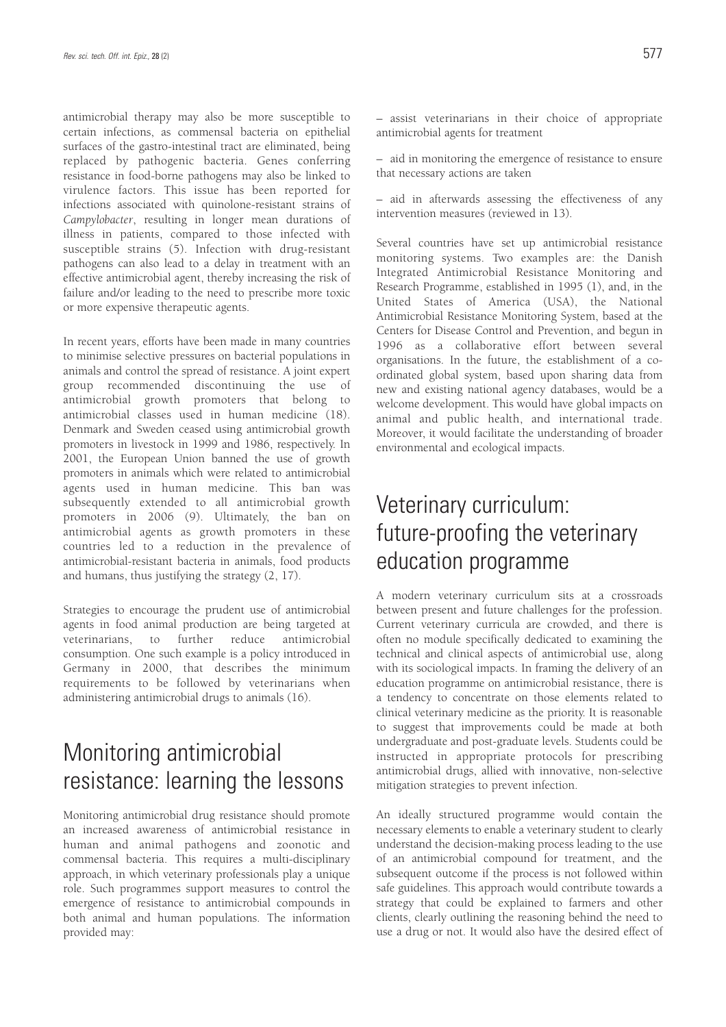antimicrobial therapy may also be more susceptible to certain infections, as commensal bacteria on epithelial surfaces of the gastro-intestinal tract are eliminated, being replaced by pathogenic bacteria. Genes conferring resistance in food-borne pathogens may also be linked to virulence factors. This issue has been reported for infections associated with quinolone-resistant strains of *Campylobacter*, resulting in longer mean durations of illness in patients, compared to those infected with susceptible strains (5). Infection with drug-resistant pathogens can also lead to a delay in treatment with an effective antimicrobial agent, thereby increasing the risk of failure and/or leading to the need to prescribe more toxic or more expensive therapeutic agents.

In recent years, efforts have been made in many countries to minimise selective pressures on bacterial populations in animals and control the spread of resistance. A joint expert group recommended discontinuing the use of antimicrobial growth promoters that belong to antimicrobial classes used in human medicine (18). Denmark and Sweden ceased using antimicrobial growth promoters in livestock in 1999 and 1986, respectively. In 2001, the European Union banned the use of growth promoters in animals which were related to antimicrobial agents used in human medicine. This ban was subsequently extended to all antimicrobial growth promoters in 2006 (9). Ultimately, the ban on antimicrobial agents as growth promoters in these countries led to a reduction in the prevalence of antimicrobial-resistant bacteria in animals, food products and humans, thus justifying the strategy (2, 17).

Strategies to encourage the prudent use of antimicrobial agents in food animal production are being targeted at veterinarians, to further reduce antimicrobial consumption. One such example is a policy introduced in Germany in 2000, that describes the minimum requirements to be followed by veterinarians when administering antimicrobial drugs to animals (16).

# Monitoring antimicrobial resistance: learning the lessons

Monitoring antimicrobial drug resistance should promote an increased awareness of antimicrobial resistance in human and animal pathogens and zoonotic and commensal bacteria. This requires a multi-disciplinary approach, in which veterinary professionals play a unique role. Such programmes support measures to control the emergence of resistance to antimicrobial compounds in both animal and human populations. The information provided may:

– assist veterinarians in their choice of appropriate antimicrobial agents for treatment

– aid in monitoring the emergence of resistance to ensure that necessary actions are taken

– aid in afterwards assessing the effectiveness of any intervention measures (reviewed in 13).

Several countries have set up antimicrobial resistance monitoring systems. Two examples are: the Danish Integrated Antimicrobial Resistance Monitoring and Research Programme, established in 1995 (1), and, in the United States of America (USA), the National Antimicrobial Resistance Monitoring System, based at the Centers for Disease Control and Prevention, and begun in 1996 as a collaborative effort between several organisations. In the future, the establishment of a co-ordinated global system, based upon sharing data from new and existing national agency databases, would be a welcome development. This would have global impacts on animal and public health, and international trade. Moreover, it would facilitate the understanding of broader environmental and ecological impacts.

# Veterinary curriculum: future-proofing the veterinary education programme

A modern veterinary curriculum sits at a crossroads between present and future challenges for the profession. Current veterinary curricula are crowded, and there is often no module specifically dedicated to examining the technical and clinical aspects of antimicrobial use, along with its sociological impacts. In framing the delivery of an education programme on antimicrobial resistance, there is a tendency to concentrate on those elements related to clinical veterinary medicine as the priority. It is reasonable to suggest that improvements could be made at both undergraduate and post-graduate levels. Students could be instructed in appropriate protocols for prescribing antimicrobial drugs, allied with innovative, non-selective mitigation strategies to prevent infection.

An ideally structured programme would contain the necessary elements to enable a veterinary student to clearly understand the decision-making process leading to the use of an antimicrobial compound for treatment, and the subsequent outcome if the process is not followed within safe guidelines. This approach would contribute towards a strategy that could be explained to farmers and other clients, clearly outlining the reasoning behind the need to use a drug or not. It would also have the desired effect of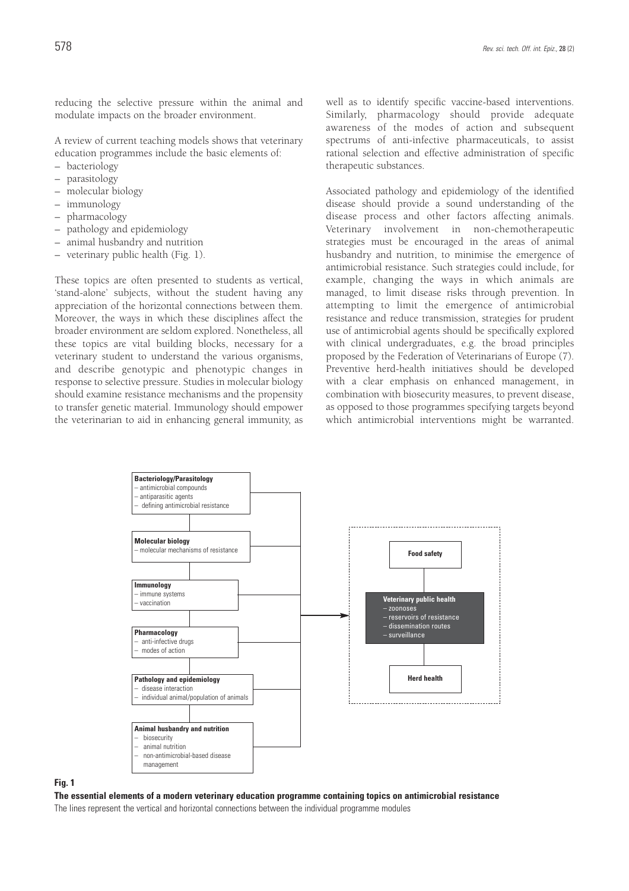reducing the selective pressure within the animal and modulate impacts on the broader environment.

A review of current teaching models shows that veterinary education programmes include the basic elements of:

– bacteriology
– parasitology
– molecular biology
– immunology
– pharmacology
– pathology and epidemiology
– animal husbandry and nutrition
– veterinary public health (Fig. 1).

These topics are often presented to students as vertical, 'stand-alone' subjects, without the student having any appreciation of the horizontal connections between them. Moreover, the ways in which these disciplines affect the broader environment are seldom explored. Nonetheless, all these topics are vital building blocks, necessary for a veterinary student to understand the various organisms, and describe genotypic and phenotypic changes in response to selective pressure. Studies in molecular biology should examine resistance mechanisms and the propensity to transfer genetic material. Immunology should empower the veterinarian to aid in enhancing general immunity, as well as to identify specific vaccine-based interventions. Similarly, pharmacology should provide adequate awareness of the modes of action and subsequent spectrums of anti-infective pharmaceuticals, to assist rational selection and effective administration of specific therapeutic substances.

Associated pathology and epidemiology of the identified disease should provide a sound understanding of the disease process and other factors affecting animals. Veterinary involvement in non-chemotherapeutic strategies must be encouraged in the areas of animal husbandry and nutrition, to minimise the emergence of antimicrobial resistance. Such strategies could include, for example, changing the ways in which animals are managed, to limit disease risks through prevention. In attempting to limit the emergence of antimicrobial resistance and reduce transmission, strategies for prudent use of antimicrobial agents should be specifically explored with clinical undergraduates, e.g. the broad principles proposed by the Federation of Veterinarians of Europe (7). Preventive herd-health initiatives should be developed with a clear emphasis on enhanced management, in combination with biosecurity measures, to prevent disease, as opposed to those programmes specifying targets beyond which antimicrobial interventions might be warranted.

**Bacteriology/Parasitology**
– antimicrobial compounds
– antiparasitic agents
– defining antimicrobial resistance

**Molecular biology**
– molecular mechanisms of resistance

**Immunology**
– immune systems
– vaccination

**Pharmacology**
– anti-infective drugs
– modes of action

**Pathology and epidemiology**
– disease interaction
– individual animal/population of animals

**Animal husbandry and nutrition**
– biosecurity
– animal nutrition
– non-antimicrobial-based disease management

**Food safety**

**Veterinary public health**
– zoonoses
– reservoirs of resistance
– dissemination routes
– surveillance

**Herd health**

**Fig. 1**

**The essential elements of a modern veterinary education programme containing topics on antimicrobial resistance**

The lines represent the vertical and horizontal connections between the individual programme modules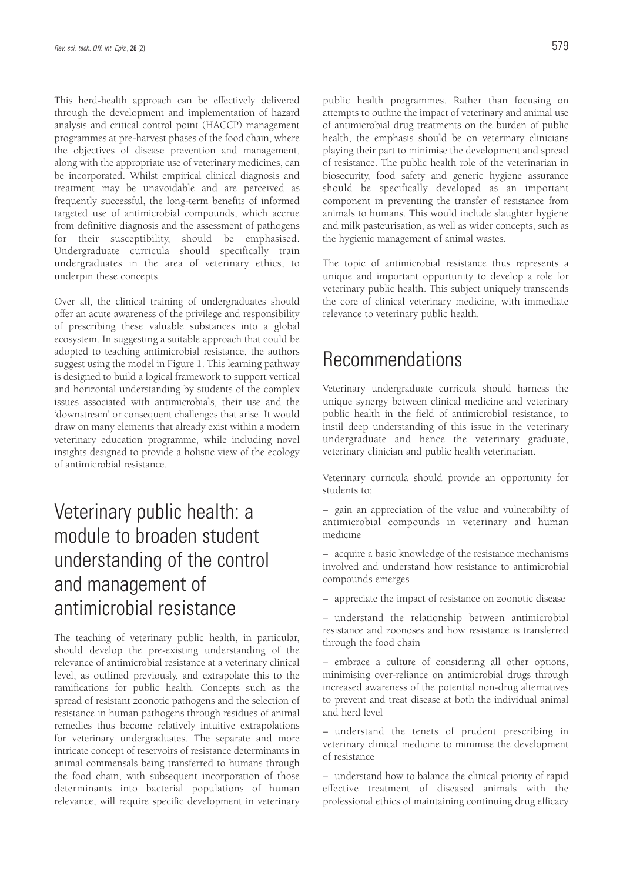This herd-health approach can be effectively delivered through the development and implementation of hazard analysis and critical control point (HACCP) management programmes at pre-harvest phases of the food chain, where the objectives of disease prevention and management, along with the appropriate use of veterinary medicines, can be incorporated. Whilst empirical clinical diagnosis and treatment may be unavoidable and are perceived as frequently successful, the long-term benefits of informed targeted use of antimicrobial compounds, which accrue from definitive diagnosis and the assessment of pathogens for their susceptibility, should be emphasised. Undergraduate curricula should specifically train undergraduates in the area of veterinary ethics, to underpin these concepts.

Over all, the clinical training of undergraduates should offer an acute awareness of the privilege and responsibility of prescribing these valuable substances into a global ecosystem. In suggesting a suitable approach that could be adopted to teaching antimicrobial resistance, the authors suggest using the model in Figure 1. This learning pathway is designed to build a logical framework to support vertical and horizontal understanding by students of the complex issues associated with antimicrobials, their use and the 'downstream' or consequent challenges that arise. It would draw on many elements that already exist within a modern veterinary education programme, while including novel insights designed to provide a holistic view of the ecology of antimicrobial resistance.

## Veterinary public health: a module to broaden student understanding of the control and management of antimicrobial resistance

The teaching of veterinary public health, in particular, should develop the pre-existing understanding of the relevance of antimicrobial resistance at a veterinary clinical level, as outlined previously, and extrapolate this to the ramifications for public health. Concepts such as the spread of resistant zoonotic pathogens and the selection of resistance in human pathogens through residues of animal remedies thus become relatively intuitive extrapolations for veterinary undergraduates. The separate and more intricate concept of reservoirs of resistance determinants in animal commensals being transferred to humans through the food chain, with subsequent incorporation of those determinants into bacterial populations of human relevance, will require specific development in veterinary public health programmes. Rather than focusing on attempts to outline the impact of veterinary and animal use of antimicrobial drug treatments on the burden of public health, the emphasis should be on veterinary clinicians playing their part to minimise the development and spread of resistance. The public health role of the veterinarian in biosecurity, food safety and generic hygiene assurance should be specifically developed as an important component in preventing the transfer of resistance from animals to humans. This would include slaughter hygiene and milk pasteurisation, as well as wider concepts, such as the hygienic management of animal wastes.

The topic of antimicrobial resistance thus represents a unique and important opportunity to develop a role for veterinary public health. This subject uniquely transcends the core of clinical veterinary medicine, with immediate relevance to veterinary public health.

## Recommendations

Veterinary undergraduate curricula should harness the unique synergy between clinical medicine and veterinary public health in the field of antimicrobial resistance, to instil deep understanding of this issue in the veterinary undergraduate and hence the veterinary graduate, veterinary clinician and public health veterinarian.

Veterinary curricula should provide an opportunity for students to:

– gain an appreciation of the value and vulnerability of antimicrobial compounds in veterinary and human medicine

– acquire a basic knowledge of the resistance mechanisms involved and understand how resistance to antimicrobial compounds emerges

– appreciate the impact of resistance on zoonotic disease

– understand the relationship between antimicrobial resistance and zoonoses and how resistance is transferred through the food chain

– embrace a culture of considering all other options, minimising over-reliance on antimicrobial drugs through increased awareness of the potential non-drug alternatives to prevent and treat disease at both the individual animal and herd level

– understand the tenets of prudent prescribing in veterinary clinical medicine to minimise the development of resistance

– understand how to balance the clinical priority of rapid effective treatment of diseased animals with the professional ethics of maintaining continuing drug efficacy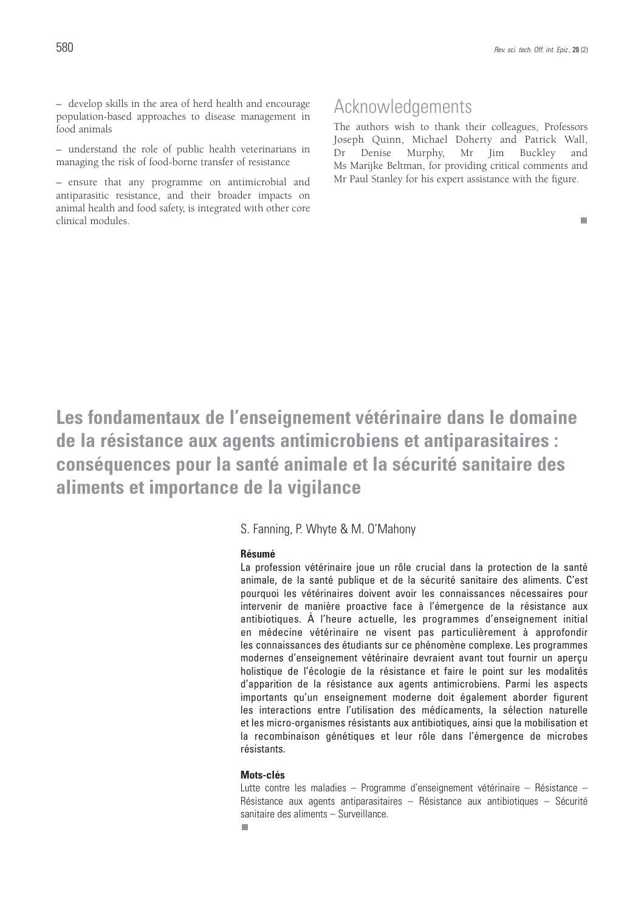– develop skills in the area of herd health and encourage population-based approaches to disease management in food animals

– understand the role of public health veterinarians in managing the risk of food-borne transfer of resistance

– ensure that any programme on antimicrobial and antiparasitic resistance, and their broader impacts on animal health and food safety, is integrated with other core clinical modules.

## Acknowledgements

The authors wish to thank their colleagues, Professors Joseph Quinn, Michael Doherty and Patrick Wall, Dr Denise Murphy, Mr Jim Buckley and Ms Marijke Beltman, for providing critical comments and Mr Paul Stanley for his expert assistance with the figure.

# Les fondamentaux de l'enseignement vétérinaire dans le domaine de la résistance aux agents antimicrobiens et antiparasitaires : conséquences pour la santé animale et la sécurité sanitaire des aliments et importance de la vigilance

S. Fanning, P. Whyte & M. O'Mahony

**Résumé**

La profession vétérinaire joue un rôle crucial dans la protection de la santé animale, de la santé publique et de la sécurité sanitaire des aliments. C'est pourquoi les vétérinaires doivent avoir les connaissances nécessaires pour intervenir de manière proactive face à l'émergence de la résistance aux antibiotiques. À l'heure actuelle, les programmes d'enseignement initial en médecine vétérinaire ne visent pas particulièrement à approfondir les connaissances des étudiants sur ce phénomène complexe. Les programmes modernes d'enseignement vétérinaire devraient avant tout fournir un aperçu holistique de l'écologie de la résistance et faire le point sur les modalités d'apparition de la résistance aux agents antimicrobiens. Parmi les aspects importants qu'un enseignement moderne doit également aborder figurent les interactions entre l'utilisation des médicaments, la sélection naturelle et les micro-organismes résistants aux antibiotiques, ainsi que la mobilisation et la recombinaison génétiques et leur rôle dans l'émergence de microbes résistants.

**Mots-clés**

Lutte contre les maladies – Programme d'enseignement vétérinaire – Résistance – Résistance aux agents antiparasitaires – Résistance aux antibiotiques – Sécurité sanitaire des aliments – Surveillance.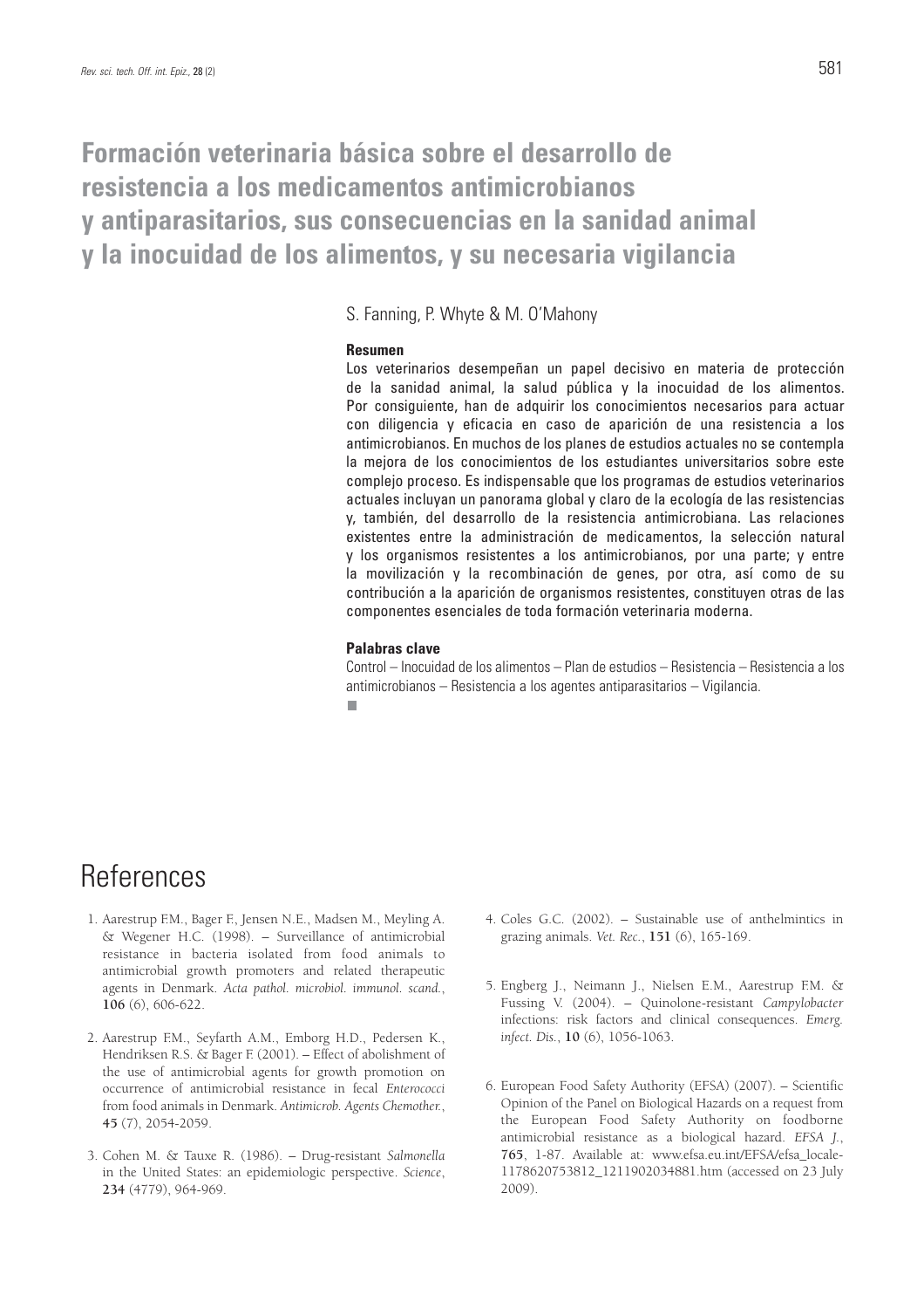# Formación veterinaria básica sobre el desarrollo de resistencia a los medicamentos antimicrobianos y antiparasitarios, sus consecuencias en la sanidad animal y la inocuidad de los alimentos, y su necesaria vigilancia

S. Fanning, P. Whyte & M. O'Mahony

**Resumen**

Los veterinarios desempeñan un papel decisivo en materia de protección de la sanidad animal, la salud pública y la inocuidad de los alimentos. Por consiguiente, han de adquirir los conocimientos necesarios para actuar con diligencia y eficacia en caso de aparición de una resistencia a los antimicrobianos. En muchos de los planes de estudios actuales no se contempla la mejora de los conocimientos de los estudiantes universitarios sobre este complejo proceso. Es indispensable que los programas de estudios veterinarios actuales incluyan un panorama global y claro de la ecología de las resistencias y, también, del desarrollo de la resistencia antimicrobiana. Las relaciones existentes entre la administración de medicamentos, la selección natural y los organismos resistentes a los antimicrobianos, por una parte; y entre la movilización y la recombinación de genes, por otra, así como de su contribución a la aparición de organismos resistentes, constituyen otras de las componentes esenciales de toda formación veterinaria moderna.

**Palabras clave**

Control – Inocuidad de los alimentos – Plan de estudios – Resistencia – Resistencia a los antimicrobianos – Resistencia a los agentes antiparasitarios – Vigilancia.

# References

1. Aarestrup F.M., Bager F., Jensen N.E., Madsen M., Meyling A. & Wegener H.C. (1998). – Surveillance of antimicrobial resistance in bacteria isolated from food animals to antimicrobial growth promoters and related therapeutic agents in Denmark. *Acta pathol. microbiol. immunol. scand.*, **106** (6), 606-622.

2. Aarestrup F.M., Seyfarth A.M., Emborg H.D., Pedersen K., Hendriksen R.S. & Bager F. (2001). – Effect of abolishment of the use of antimicrobial agents for growth promotion on occurrence of antimicrobial resistance in fecal *Enterococci* from food animals in Denmark. *Antimicrob. Agents Chemother.*, **45** (7), 2054-2059.

3. Cohen M. & Tauxe R. (1986). – Drug-resistant *Salmonella* in the United States: an epidemiologic perspective. *Science*, **234** (4779), 964-969.

4. Coles G.C. (2002). – Sustainable use of anthelmintics in grazing animals. *Vet. Rec.*, **151** (6), 165-169.

5. Engberg J., Neimann J., Nielsen E.M., Aarestrup F.M. & Fussing V. (2004). – Quinolone-resistant *Campylobacter* infections: risk factors and clinical consequences. *Emerg. infect. Dis.*, **10** (6), 1056-1063.

6. European Food Safety Authority (EFSA) (2007). – Scientific Opinion of the Panel on Biological Hazards on a request from the European Food Safety Authority on foodborne antimicrobial resistance as a biological hazard. *EFSA J.*, **765**, 1-87. Available at: www.efsa.eu.int/EFSA/efsa_locale-1178620753812_1211902034881.htm (accessed on 23 July 2009).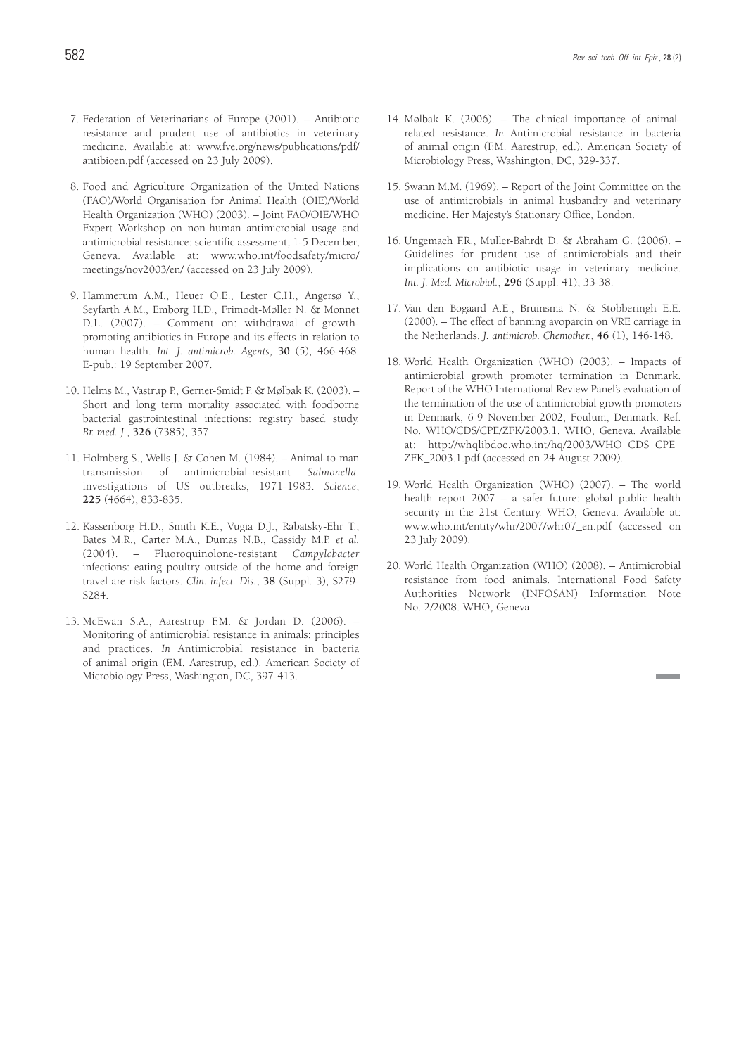7. Federation of Veterinarians of Europe (2001). – Antibiotic resistance and prudent use of antibiotics in veterinary medicine. Available at: www.fve.org/news/publications/pdf/antibioen.pdf (accessed on 23 July 2009).

8. Food and Agriculture Organization of the United Nations (FAO)/World Organisation for Animal Health (OIE)/World Health Organization (WHO) (2003). – Joint FAO/OIE/WHO Expert Workshop on non-human antimicrobial usage and antimicrobial resistance: scientific assessment, 1-5 December, Geneva. Available at: www.who.int/foodsafety/micro/meetings/nov2003/en/ (accessed on 23 July 2009).

9. Hammerum A.M., Heuer O.E., Lester C.H., Angersø Y., Seyfarth A.M., Emborg H.D., Frimodt-Møller N. & Monnet D.L. (2007). – Comment on: withdrawal of growth-promoting antibiotics in Europe and its effects in relation to human health. *Int. J. antimicrob. Agents*, **30** (5), 466-468. E-pub.: 19 September 2007.

10. Helms M., Vastrup P., Gerner-Smidt P. & Mølbak K. (2003). – Short and long term mortality associated with foodborne bacterial gastrointestinal infections: registry based study. *Br. med. J.*, **326** (7385), 357.

11. Holmberg S., Wells J. & Cohen M. (1984). – Animal-to-man transmission of antimicrobial-resistant *Salmonella*: investigations of US outbreaks, 1971-1983. *Science*, **225** (4664), 833-835.

12. Kassenborg H.D., Smith K.E., Vugia D.J., Rabatsky-Ehr T., Bates M.R., Carter M.A., Dumas N.B., Cassidy M.P. *et al.* (2004). – Fluoroquinolone-resistant *Campylobacter* infections: eating poultry outside of the home and foreign travel are risk factors. *Clin. infect. Dis.*, **38** (Suppl. 3), S279-S284.

13. McEwan S.A., Aarestrup F.M. & Jordan D. (2006). – Monitoring of antimicrobial resistance in animals: principles and practices. *In* Antimicrobial resistance in bacteria of animal origin (F.M. Aarestrup, ed.). American Society of Microbiology Press, Washington, DC, 397-413.

14. Mølbak K. (2006). – The clinical importance of animal-related resistance. *In* Antimicrobial resistance in bacteria of animal origin (F.M. Aarestrup, ed.). American Society of Microbiology Press, Washington, DC, 329-337.

15. Swann M.M. (1969). – Report of the Joint Committee on the use of antimicrobials in animal husbandry and veterinary medicine. Her Majesty's Stationary Office, London.

16. Ungemach F.R., Muller-Bahrdt D. & Abraham G. (2006). – Guidelines for prudent use of antimicrobials and their implications on antibiotic usage in veterinary medicine. *Int. J. Med. Microbiol.*, **296** (Suppl. 41), 33-38.

17. Van den Bogaard A.E., Bruinsma N. & Stobberingh E.E. (2000). – The effect of banning avoparcin on VRE carriage in the Netherlands. *J. antimicrob. Chemother.*, **46** (1), 146-148.

18. World Health Organization (WHO) (2003). – Impacts of antimicrobial growth promoter termination in Denmark. Report of the WHO International Review Panel's evaluation of the termination of the use of antimicrobial growth promoters in Denmark, 6-9 November 2002, Foulum, Denmark. Ref. No. WHO/CDS/CPE/ZFK/2003.1. WHO, Geneva. Available at: http://whqlibdoc.who.int/hq/2003/WHO_CDS_CPE_ZFK_2003.1.pdf (accessed on 24 August 2009).

19. World Health Organization (WHO) (2007). – The world health report 2007 – a safer future: global public health security in the 21st Century. WHO, Geneva. Available at: www.who.int/entity/whr/2007/whr07_en.pdf (accessed on 23 July 2009).

20. World Health Organization (WHO) (2008). – Antimicrobial resistance from food animals. International Food Safety Authorities Network (INFOSAN) Information Note No. 2/2008. WHO, Geneva.